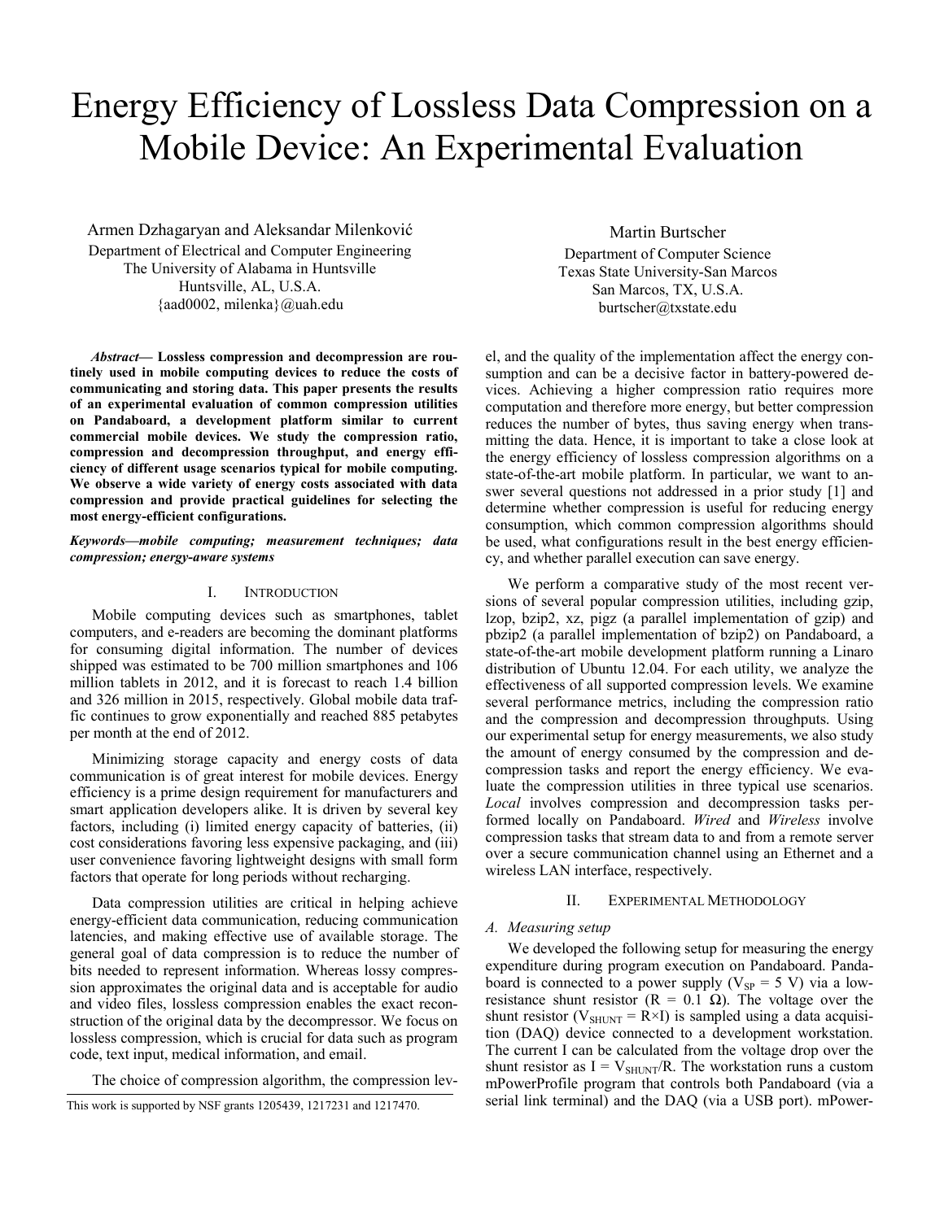# Energy Efficiency of Lossless Data Compression on a Mobile Device: An Experimental Evaluation

Armen Dzhagaryan and Aleksandar Milenković
Department of Electrical and Computer Engineering
The University of Alabama in Huntsville
Huntsville, AL, U.S.A.
{aad0002, milenka}@uah.edu

Martin Burtscher
Department of Computer Science
Texas State University-San Marcos
San Marcos, TX, U.S.A.
burtscher@txstate.edu

***Abstract*— Lossless compression and decompression are routinely used in mobile computing devices to reduce the costs of communicating and storing data. This paper presents the results of an experimental evaluation of common compression utilities on Pandaboard, a development platform similar to current commercial mobile devices. We study the compression ratio, compression and decompression throughput, and energy efficiency of different usage scenarios typical for mobile computing. We observe a wide variety of energy costs associated with data compression and provide practical guidelines for selecting the most energy-efficient configurations.**

***Keywords—mobile computing; measurement techniques; data compression; energy-aware systems***

## I. Introduction

Mobile computing devices such as smartphones, tablet computers, and e-readers are becoming the dominant platforms for consuming digital information. The number of devices shipped was estimated to be 700 million smartphones and 106 million tablets in 2012, and it is forecast to reach 1.4 billion and 326 million in 2015, respectively. Global mobile data traffic continues to grow exponentially and reached 885 petabytes per month at the end of 2012.

Minimizing storage capacity and energy costs of data communication is of great interest for mobile devices. Energy efficiency is a prime design requirement for manufacturers and smart application developers alike. It is driven by several key factors, including (i) limited energy capacity of batteries, (ii) cost considerations favoring less expensive packaging, and (iii) user convenience favoring lightweight designs with small form factors that operate for long periods without recharging.

Data compression utilities are critical in helping achieve energy-efficient data communication, reducing communication latencies, and making effective use of available storage. The general goal of data compression is to reduce the number of bits needed to represent information. Whereas lossy compression approximates the original data and is acceptable for audio and video files, lossless compression enables the exact reconstruction of the original data by the decompressor. We focus on lossless compression, which is crucial for data such as program code, text input, medical information, and email.

The choice of compression algorithm, the compression level, and the quality of the implementation affect the energy consumption and can be a decisive factor in battery-powered devices. Achieving a higher compression ratio requires more computation and therefore more energy, but better compression reduces the number of bytes, thus saving energy when transmitting the data. Hence, it is important to take a close look at the energy efficiency of lossless compression algorithms on a state-of-the-art mobile platform. In particular, we want to answer several questions not addressed in a prior study [1] and determine whether compression is useful for reducing energy consumption, which common compression algorithms should be used, what configurations result in the best energy efficiency, and whether parallel execution can save energy.

We perform a comparative study of the most recent versions of several popular compression utilities, including gzip, lzop, bzip2, xz, pigz (a parallel implementation of gzip) and pbzip2 (a parallel implementation of bzip2) on Pandaboard, a state-of-the-art mobile development platform running a Linaro distribution of Ubuntu 12.04. For each utility, we analyze the effectiveness of all supported compression levels. We examine several performance metrics, including the compression ratio and the compression and decompression throughputs. Using our experimental setup for energy measurements, we also study the amount of energy consumed by the compression and decompression tasks and report the energy efficiency. We evaluate the compression utilities in three typical use scenarios. *Local* involves compression and decompression tasks performed locally on Pandaboard. *Wired* and *Wireless* involve compression tasks that stream data to and from a remote server over a secure communication channel using an Ethernet and a wireless LAN interface, respectively.

## II. Experimental Methodology

### A. Measuring setup

We developed the following setup for measuring the energy expenditure during program execution on Pandaboard. Pandaboard is connected to a power supply ($V_{SP}$ = 5 V) via a low-resistance shunt resistor (R = 0.1 Ω). The voltage over the shunt resistor ($V_{SHUNT} = R \times I$) is sampled using a data acquisition (DAQ) device connected to a development workstation. The current I can be calculated from the voltage drop over the shunt resistor as $I = V_{SHUNT}/R$. The workstation runs a custom mPowerProfile program that controls both Pandaboard (via a serial link terminal) and the DAQ (via a USB port). mPower-

This work is supported by NSF grants 1205439, 1217231 and 1217470.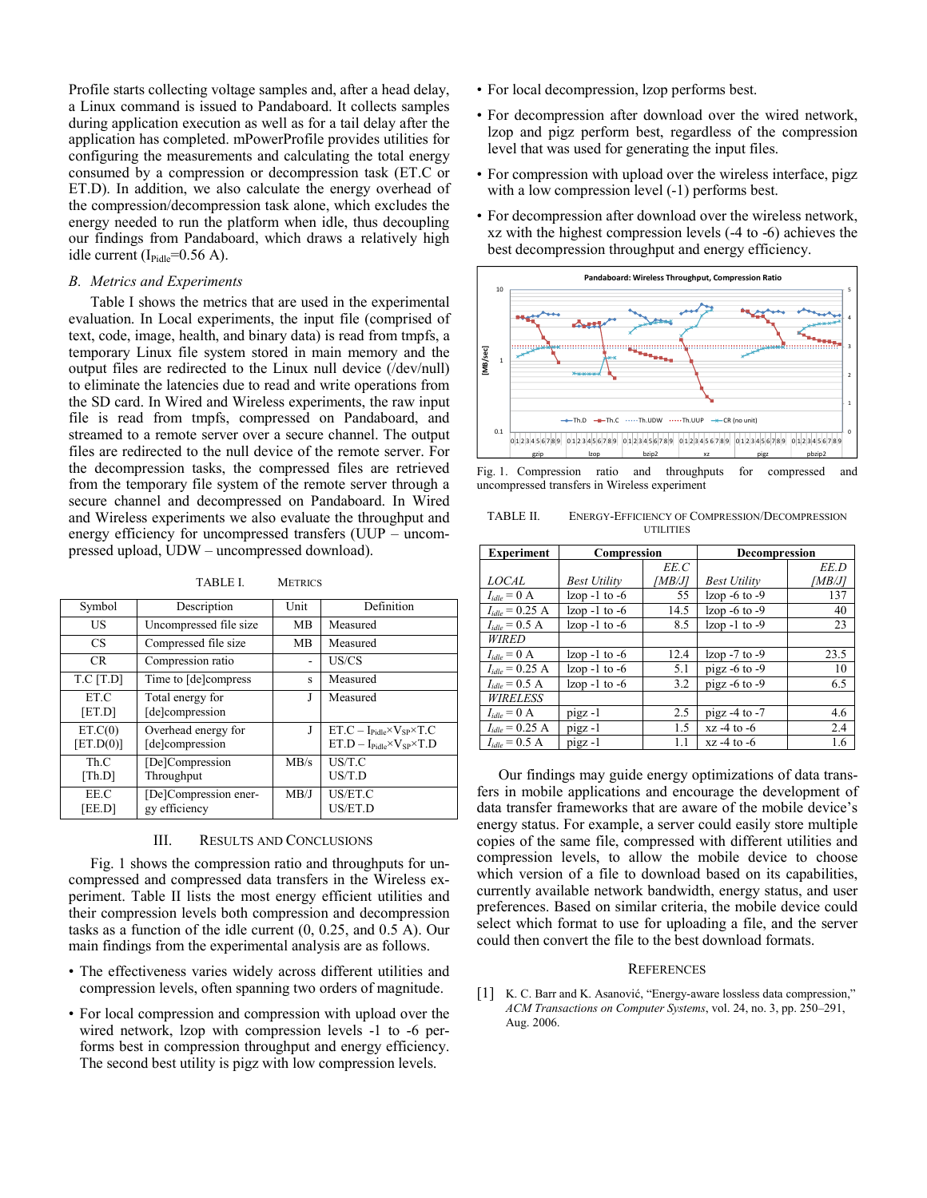Profile starts collecting voltage samples and, after a head delay, a Linux command is issued to Pandaboard. It collects samples during application execution as well as for a tail delay after the application has completed. mPowerProfile provides utilities for configuring the measurements and calculating the total energy consumed by a compression or decompression task (ET.C or ET.D). In addition, we also calculate the energy overhead of the compression/decompression task alone, which excludes the energy needed to run the platform when idle, thus decoupling our findings from Pandaboard, which draws a relatively high idle current ($I_{Pidle}$=0.56 A).

### B. Metrics and Experiments

Table I shows the metrics that are used in the experimental evaluation. In Local experiments, the input file (comprised of text, code, image, health, and binary data) is read from tmpfs, a temporary Linux file system stored in main memory and the output files are redirected to the Linux null device (/dev/null) to eliminate the latencies due to read and write operations from the SD card. In Wired and Wireless experiments, the raw input file is read from tmpfs, compressed on Pandaboard, and streamed to a remote server over a secure channel. The output files are redirected to the null device of the remote server. For the decompression tasks, the compressed files are retrieved from the temporary file system of the remote server through a secure channel and decompressed on Pandaboard. In Wired and Wireless experiments we also evaluate the throughput and energy efficiency for uncompressed transfers (UUP – uncompressed upload, UDW – uncompressed download).

TABLE I. METRICS

| Symbol | Description | Unit | Definition |
|---|---|---|---|
| US | Uncompressed file size | MB | Measured |
| CS | Compressed file size | MB | Measured |
| CR | Compression ratio | - | US/CS |
| T.C [T.D] | Time to [de]compress | s | Measured |
| ET.C [ET.D] | Total energy for [de]compression | J | Measured |
| ET.C(0) [ET.D(0)] | Overhead energy for [de]compression | J | ET.C – $I_{Pidle}$×$V_{SP}$×T.C ET.D – $I_{Pidle}$×$V_{SP}$×T.D |
| Th.C [Th.D] | [De]Compression Throughput | MB/s | US/T.C US/T.D |
| EE.C [EE.D] | [De]Compression energy efficiency | MB/J | US/ET.C US/ET.D |

## III. Results and Conclusions

Fig. 1 shows the compression ratio and throughputs for uncompressed and compressed data transfers in the Wireless experiment. Table II lists the most energy efficient utilities and their compression levels both compression and decompression tasks as a function of the idle current (0, 0.25, and 0.5 A). Our main findings from the experimental analysis are as follows.

- The effectiveness varies widely across different utilities and compression levels, often spanning two orders of magnitude.
- For local compression and compression with upload over the wired network, lzop with compression levels -1 to -6 performs best in compression throughput and energy efficiency. The second best utility is pigz with low compression levels.
- For local decompression, lzop performs best.
- For decompression after download over the wired network, lzop and pigz perform best, regardless of the compression level that was used for generating the input files.
- For compression with upload over the wireless interface, pigz with a low compression level (-1) performs best.
- For decompression after download over the wireless network, xz with the highest compression levels (-4 to -6) achieves the best decompression throughput and energy efficiency.

Pandaboard: Wireless Throughput, Compression Ratio

10
1
0.1
[MB/sec]
5
4
3
2
1
0
Th.D
Th.C
Th.UDW
Th.UUP
CR (no unit)
0 1 2 3 4 5 6 7 8 9 gzip
0 1 2 3 4 5 6 7 8 9 lzop
0 1 2 3 4 5 6 7 8 9 bzip2
0 1 2 3 4 5 6 7 8 9 xz
0 1 2 3 4 5 6 7 8 9 pigz
0 1 2 3 4 5 6 7 8 9 pbzip2

Fig. 1. Compression ratio and throughputs for compressed and uncompressed transfers in Wireless experiment

TABLE II. ENERGY-EFFICIENCY OF COMPRESSION/DECOMPRESSION UTILITIES

| Experiment | Compression | | Decompression | |
|---|---|---|---|---|
| *LOCAL* | *Best Utility* | *EE.C [MB/J]* | *Best Utility* | *EE.D [MB/J]* |
| $I_{idle}$ = 0 A | lzop -1 to -6 | 55 | lzop -6 to -9 | 137 |
| $I_{idle}$ = 0.25 A | lzop -1 to -6 | 14.5 | lzop -6 to -9 | 40 |
| $I_{idle}$ = 0.5 A | lzop -1 to -6 | 8.5 | lzop -1 to -9 | 23 |
| *WIRED* | | | | |
| $I_{idle}$ = 0 A | lzop -1 to -6 | 12.4 | lzop -7 to -9 | 23.5 |
| $I_{idle}$ = 0.25 A | lzop -1 to -6 | 5.1 | pigz -6 to -9 | 10 |
| $I_{idle}$ = 0.5 A | lzop -1 to -6 | 3.2 | pigz -6 to -9 | 6.5 |
| *WIRELESS* | | | | |
| $I_{idle}$ = 0 A | pigz -1 | 2.5 | pigz -4 to -7 | 4.6 |
| $I_{idle}$ = 0.25 A | pigz -1 | 1.5 | xz -4 to -6 | 2.4 |
| $I_{idle}$ = 0.5 A | pigz -1 | 1.1 | xz -4 to -6 | 1.6 |

Our findings may guide energy optimizations of data transfers in mobile applications and encourage the development of data transfer frameworks that are aware of the mobile device's energy status. For example, a server could easily store multiple copies of the same file, compressed with different utilities and compression levels, to allow the mobile device to choose which version of a file to download based on its capabilities, currently available network bandwidth, energy status, and user preferences. Based on similar criteria, the mobile device could select which format to use for uploading a file, and the server could then convert the file to the best download formats.

## References

[1] K. C. Barr and K. Asanović, "Energy-aware lossless data compression," *ACM Transactions on Computer Systems*, vol. 24, no. 3, pp. 250–291, Aug. 2006.